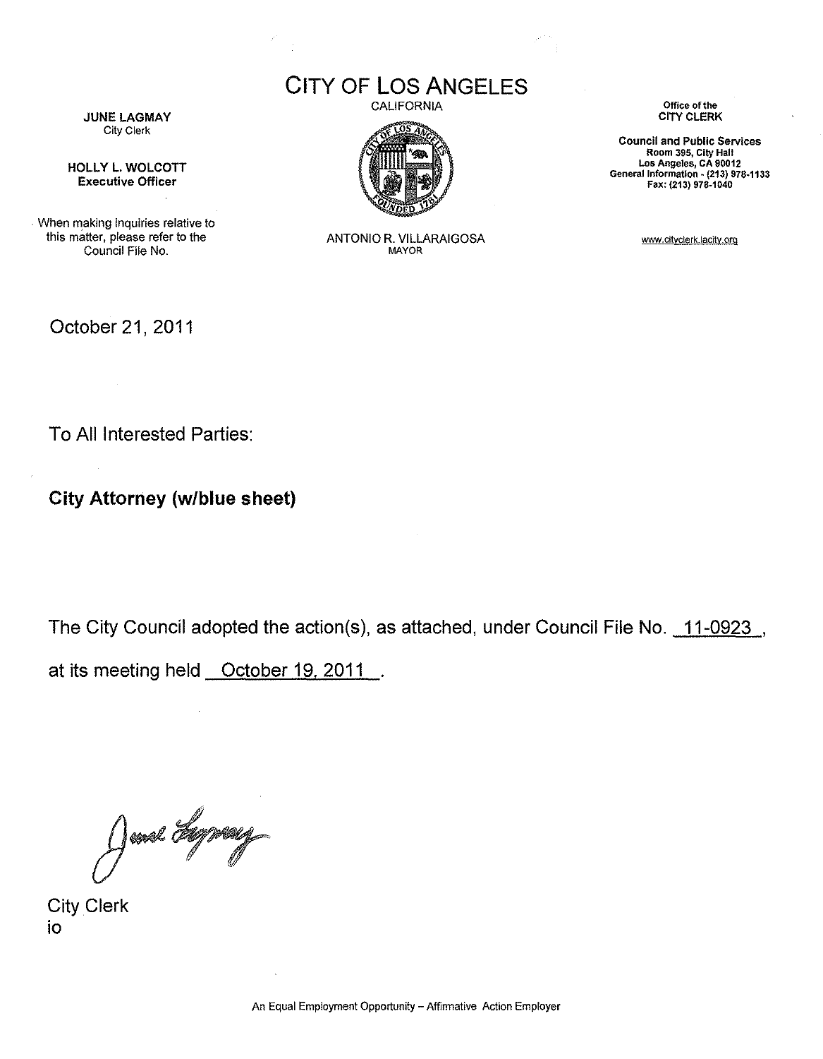# CITY OF LOS ANGELES

CALIFORNIA

ANTONIO R. VILLARAIGOSA
MAYOR

**JUNE LAGMAY**
City Clerk

**HOLLY L. WOLCOTT**
**Executive Officer**

When making inquiries relative to this matter, please refer to the Council File No.

Office of the
**CITY CLERK**

**Council and Public Services**
**Room 395, City Hall**
**Los Angeles, CA 90012**
**General Information - (213) 978-1133**
**Fax: (213) 978-1040**

www.cityclerk.lacity.org

October 21, 2011

To All Interested Parties:

**City Attorney (w/blue sheet)**

The City Council adopted the action(s), as attached, under Council File No. 11-0923,

at its meeting held October 19, 2011.

City Clerk
io

An Equal Employment Opportunity – Affirmative Action Employer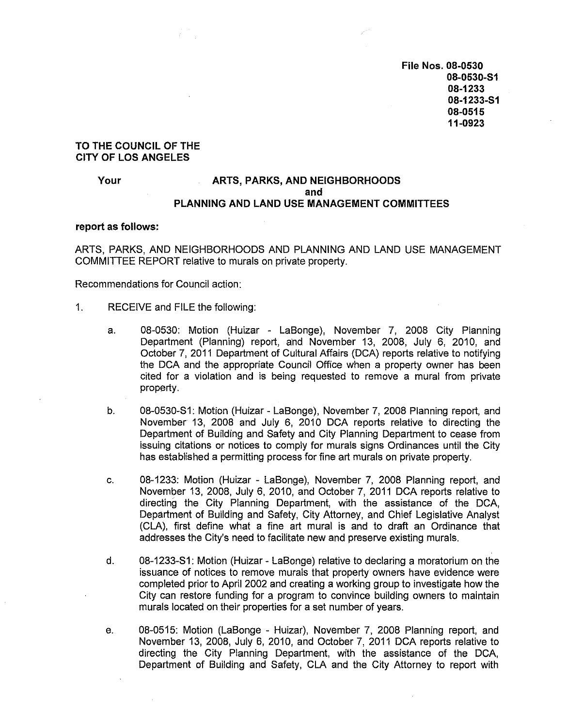File Nos. 08-0530
08-0530-S1
08-1233
08-1233-S1
08-0515
11-0923

**TO THE COUNCIL OF THE CITY OF LOS ANGELES**

**Your ARTS, PARKS, AND NEIGHBORHOODS and PLANNING AND LAND USE MANAGEMENT COMMITTEES**

**report as follows:**

ARTS, PARKS, AND NEIGHBORHOODS AND PLANNING AND LAND USE MANAGEMENT COMMITTEE REPORT relative to murals on private property.

Recommendations for Council action:

1. RECEIVE and FILE the following:

   a. 08-0530: Motion (Huizar - LaBonge), November 7, 2008 City Planning Department (Planning) report, and November 13, 2008, July 6, 2010, and October 7, 2011 Department of Cultural Affairs (DCA) reports relative to notifying the DCA and the appropriate Council Office when a property owner has been cited for a violation and is being requested to remove a mural from private property.

   b. 08-0530-S1: Motion (Huizar - LaBonge), November 7, 2008 Planning report, and November 13, 2008 and July 6, 2010 DCA reports relative to directing the Department of Building and Safety and City Planning Department to cease from issuing citations or notices to comply for murals signs Ordinances until the City has established a permitting process for fine art murals on private property.

   c. 08-1233: Motion (Huizar - LaBonge), November 7, 2008 Planning report, and November 13, 2008, July 6, 2010, and October 7, 2011 DCA reports relative to directing the City Planning Department, with the assistance of the DCA, Department of Building and Safety, City Attorney, and Chief Legislative Analyst (CLA), first define what a fine art mural is and to draft an Ordinance that addresses the City's need to facilitate new and preserve existing murals.

   d. 08-1233-S1: Motion (Huizar - LaBonge) relative to declaring a moratorium on the issuance of notices to remove murals that property owners have evidence were completed prior to April 2002 and creating a working group to investigate how the City can restore funding for a program to convince building owners to maintain murals located on their properties for a set number of years.

   e. 08-0515: Motion (LaBonge - Huizar), November 7, 2008 Planning report, and November 13, 2008, July 6, 2010, and October 7, 2011 DCA reports relative to directing the City Planning Department, with the assistance of the DCA, Department of Building and Safety, CLA and the City Attorney to report with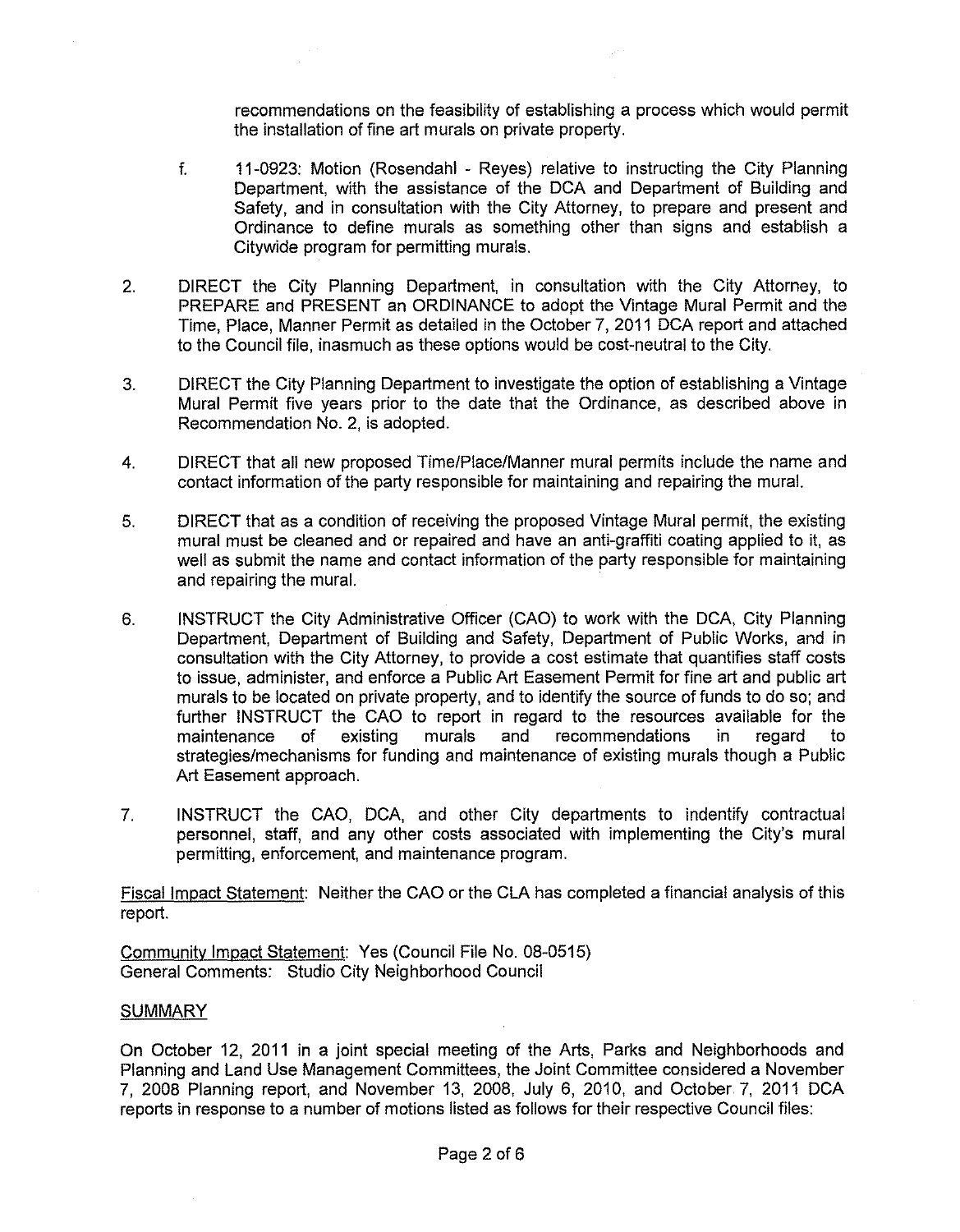recommendations on the feasibility of establishing a process which would permit the installation of fine art murals on private property.

f. 11-0923: Motion (Rosendahl - Reyes) relative to instructing the City Planning Department, with the assistance of the DCA and Department of Building and Safety, and in consultation with the City Attorney, to prepare and present and Ordinance to define murals as something other than signs and establish a Citywide program for permitting murals.

2. DIRECT the City Planning Department, in consultation with the City Attorney, to PREPARE and PRESENT an ORDINANCE to adopt the Vintage Mural Permit and the Time, Place, Manner Permit as detailed in the October 7, 2011 DCA report and attached to the Council file, inasmuch as these options would be cost-neutral to the City.

3. DIRECT the City Planning Department to investigate the option of establishing a Vintage Mural Permit five years prior to the date that the Ordinance, as described above in Recommendation No. 2, is adopted.

4. DIRECT that all new proposed Time/Place/Manner mural permits include the name and contact information of the party responsible for maintaining and repairing the mural.

5. DIRECT that as a condition of receiving the proposed Vintage Mural permit, the existing mural must be cleaned and or repaired and have an anti-graffiti coating applied to it, as well as submit the name and contact information of the party responsible for maintaining and repairing the mural.

6. INSTRUCT the City Administrative Officer (CAO) to work with the DCA, City Planning Department, Department of Building and Safety, Department of Public Works, and in consultation with the City Attorney, to provide a cost estimate that quantifies staff costs to issue, administer, and enforce a Public Art Easement Permit for fine art and public art murals to be located on private property, and to identify the source of funds to do so; and further INSTRUCT the CAO to report in regard to the resources available for the maintenance of existing murals and recommendations in regard to strategies/mechanisms for funding and maintenance of existing murals though a Public Art Easement approach.

7. INSTRUCT the CAO, DCA, and other City departments to indentify contractual personnel, staff, and any other costs associated with implementing the City's mural permitting, enforcement, and maintenance program.

Fiscal Impact Statement: Neither the CAO or the CLA has completed a financial analysis of this report.

Community Impact Statement: Yes (Council File No. 08-0515)
General Comments: Studio City Neighborhood Council

## SUMMARY

On October 12, 2011 in a joint special meeting of the Arts, Parks and Neighborhoods and Planning and Land Use Management Committees, the Joint Committee considered a November 7, 2008 Planning report, and November 13, 2008, July 6, 2010, and October 7, 2011 DCA reports in response to a number of motions listed as follows for their respective Council files: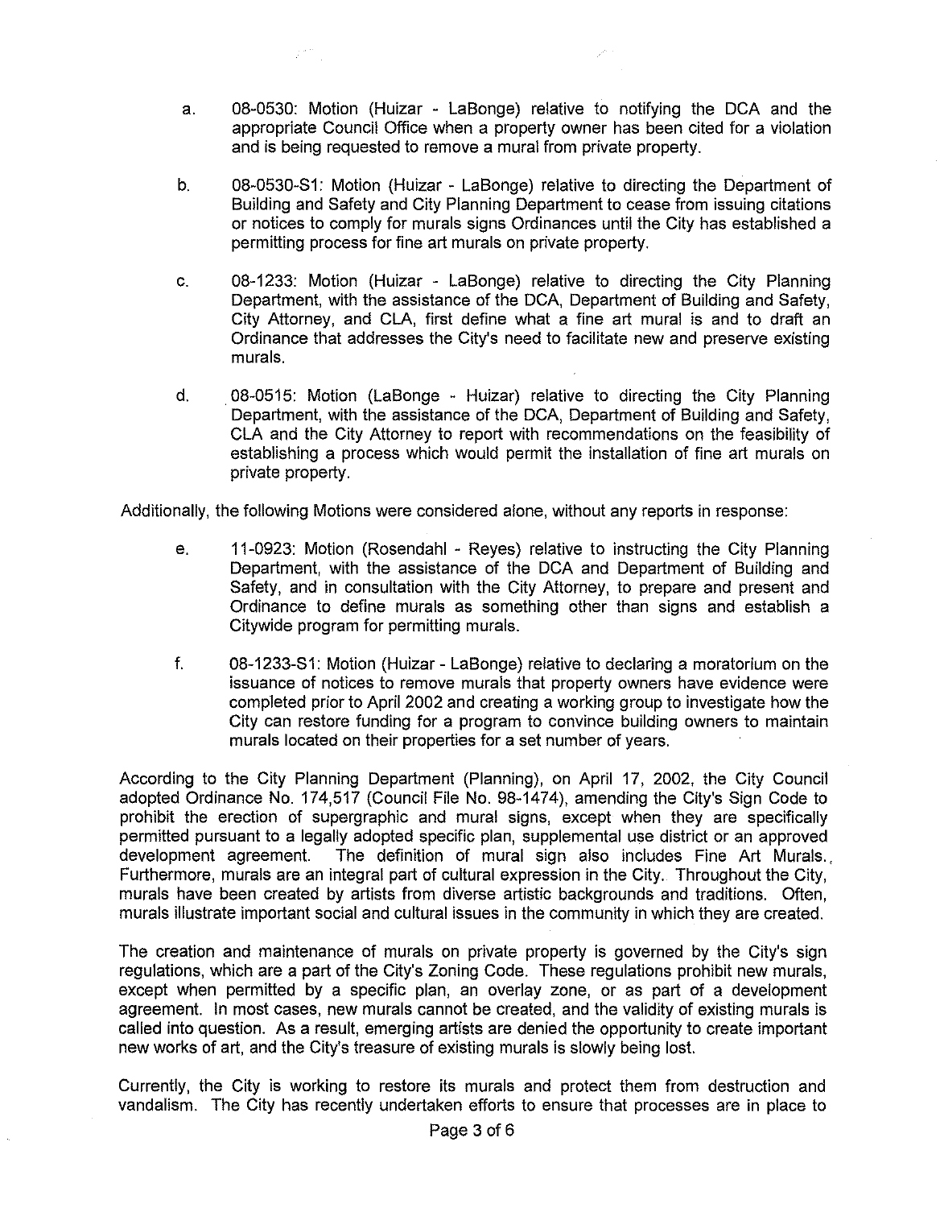a. 08-0530: Motion (Huizar - LaBonge) relative to notifying the DCA and the appropriate Council Office when a property owner has been cited for a violation and is being requested to remove a mural from private property.

b. 08-0530-S1: Motion (Huizar - LaBonge) relative to directing the Department of Building and Safety and City Planning Department to cease from issuing citations or notices to comply for murals signs Ordinances until the City has established a permitting process for fine art murals on private property.

c. 08-1233: Motion (Huizar - LaBonge) relative to directing the City Planning Department, with the assistance of the DCA, Department of Building and Safety, City Attorney, and CLA, first define what a fine art mural is and to draft an Ordinance that addresses the City's need to facilitate new and preserve existing murals.

d. 08-0515: Motion (LaBonge - Huizar) relative to directing the City Planning Department, with the assistance of the DCA, Department of Building and Safety, CLA and the City Attorney to report with recommendations on the feasibility of establishing a process which would permit the installation of fine art murals on private property.

Additionally, the following Motions were considered alone, without any reports in response:

e. 11-0923: Motion (Rosendahl - Reyes) relative to instructing the City Planning Department, with the assistance of the DCA and Department of Building and Safety, and in consultation with the City Attorney, to prepare and present and Ordinance to define murals as something other than signs and establish a Citywide program for permitting murals.

f. 08-1233-S1: Motion (Huizar - LaBonge) relative to declaring a moratorium on the issuance of notices to remove murals that property owners have evidence were completed prior to April 2002 and creating a working group to investigate how the City can restore funding for a program to convince building owners to maintain murals located on their properties for a set number of years.

According to the City Planning Department (Planning), on April 17, 2002, the City Council adopted Ordinance No. 174,517 (Council File No. 98-1474), amending the City's Sign Code to prohibit the erection of supergraphic and mural signs, except when they are specifically permitted pursuant to a legally adopted specific plan, supplemental use district or an approved development agreement. The definition of mural sign also includes Fine Art Murals. Furthermore, murals are an integral part of cultural expression in the City. Throughout the City, murals have been created by artists from diverse artistic backgrounds and traditions. Often, murals illustrate important social and cultural issues in the community in which they are created.

The creation and maintenance of murals on private property is governed by the City's sign regulations, which are a part of the City's Zoning Code. These regulations prohibit new murals, except when permitted by a specific plan, an overlay zone, or as part of a development agreement. In most cases, new murals cannot be created, and the validity of existing murals is called into question. As a result, emerging artists are denied the opportunity to create important new works of art, and the City's treasure of existing murals is slowly being lost.

Currently, the City is working to restore its murals and protect them from destruction and vandalism. The City has recently undertaken efforts to ensure that processes are in place to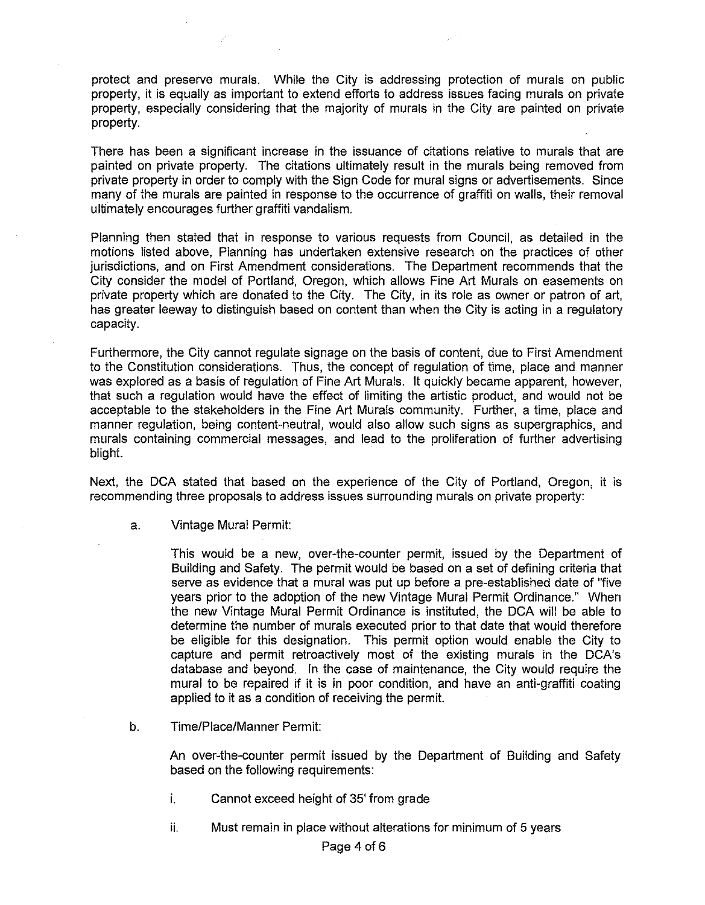protect and preserve murals. While the City is addressing protection of murals on public property, it is equally as important to extend efforts to address issues facing murals on private property, especially considering that the majority of murals in the City are painted on private property.

There has been a significant increase in the issuance of citations relative to murals that are painted on private property. The citations ultimately result in the murals being removed from private property in order to comply with the Sign Code for mural signs or advertisements. Since many of the murals are painted in response to the occurrence of graffiti on walls, their removal ultimately encourages further graffiti vandalism.

Planning then stated that in response to various requests from Council, as detailed in the motions listed above, Planning has undertaken extensive research on the practices of other jurisdictions, and on First Amendment considerations. The Department recommends that the City consider the model of Portland, Oregon, which allows Fine Art Murals on easements on private property which are donated to the City. The City, in its role as owner or patron of art, has greater leeway to distinguish based on content than when the City is acting in a regulatory capacity.

Furthermore, the City cannot regulate signage on the basis of content, due to First Amendment to the Constitution considerations. Thus, the concept of regulation of time, place and manner was explored as a basis of regulation of Fine Art Murals. It quickly became apparent, however, that such a regulation would have the effect of limiting the artistic product, and would not be acceptable to the stakeholders in the Fine Art Murals community. Further, a time, place and manner regulation, being content-neutral, would also allow such signs as supergraphics, and murals containing commercial messages, and lead to the proliferation of further advertising blight.

Next, the DCA stated that based on the experience of the City of Portland, Oregon, it is recommending three proposals to address issues surrounding murals on private property:

a. Vintage Mural Permit:

   This would be a new, over-the-counter permit, issued by the Department of Building and Safety. The permit would be based on a set of defining criteria that serve as evidence that a mural was put up before a pre-established date of "five years prior to the adoption of the new Vintage Mural Permit Ordinance." When the new Vintage Mural Permit Ordinance is instituted, the DCA will be able to determine the number of murals executed prior to that date that would therefore be eligible for this designation. This permit option would enable the City to capture and permit retroactively most of the existing murals in the DCA's database and beyond. In the case of maintenance, the City would require the mural to be repaired if it is in poor condition, and have an anti-graffiti coating applied to it as a condition of receiving the permit.

b. Time/Place/Manner Permit:

   An over-the-counter permit issued by the Department of Building and Safety based on the following requirements:

   i. Cannot exceed height of 35' from grade

   ii. Must remain in place without alterations for minimum of 5 years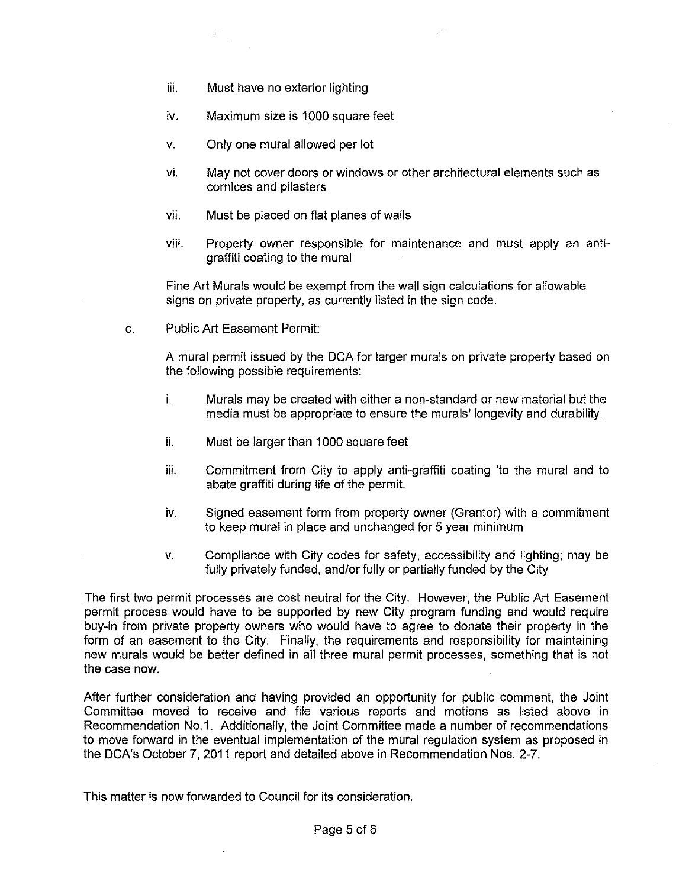iii. Must have no exterior lighting

iv. Maximum size is 1000 square feet

v. Only one mural allowed per lot

vi. May not cover doors or windows or other architectural elements such as cornices and pilasters

vii. Must be placed on flat planes of walls

viii. Property owner responsible for maintenance and must apply an anti-graffiti coating to the mural

Fine Art Murals would be exempt from the wall sign calculations for allowable signs on private property, as currently listed in the sign code.

c. Public Art Easement Permit:

A mural permit issued by the DCA for larger murals on private property based on the following possible requirements:

i. Murals may be created with either a non-standard or new material but the media must be appropriate to ensure the murals' longevity and durability.

ii. Must be larger than 1000 square feet

iii. Commitment from City to apply anti-graffiti coating 'to the mural and to abate graffiti during life of the permit.

iv. Signed easement form from property owner (Grantor) with a commitment to keep mural in place and unchanged for 5 year minimum

v. Compliance with City codes for safety, accessibility and lighting; may be fully privately funded, and/or fully or partially funded by the City

The first two permit processes are cost neutral for the City. However, the Public Art Easement permit process would have to be supported by new City program funding and would require buy-in from private property owners who would have to agree to donate their property in the form of an easement to the City. Finally, the requirements and responsibility for maintaining new murals would be better defined in all three mural permit processes, something that is not the case now.

After further consideration and having provided an opportunity for public comment, the Joint Committee moved to receive and file various reports and motions as listed above in Recommendation No.1. Additionally, the Joint Committee made a number of recommendations to move forward in the eventual implementation of the mural regulation system as proposed in the DCA's October 7, 2011 report and detailed above in Recommendation Nos. 2-7.

This matter is now forwarded to Council for its consideration.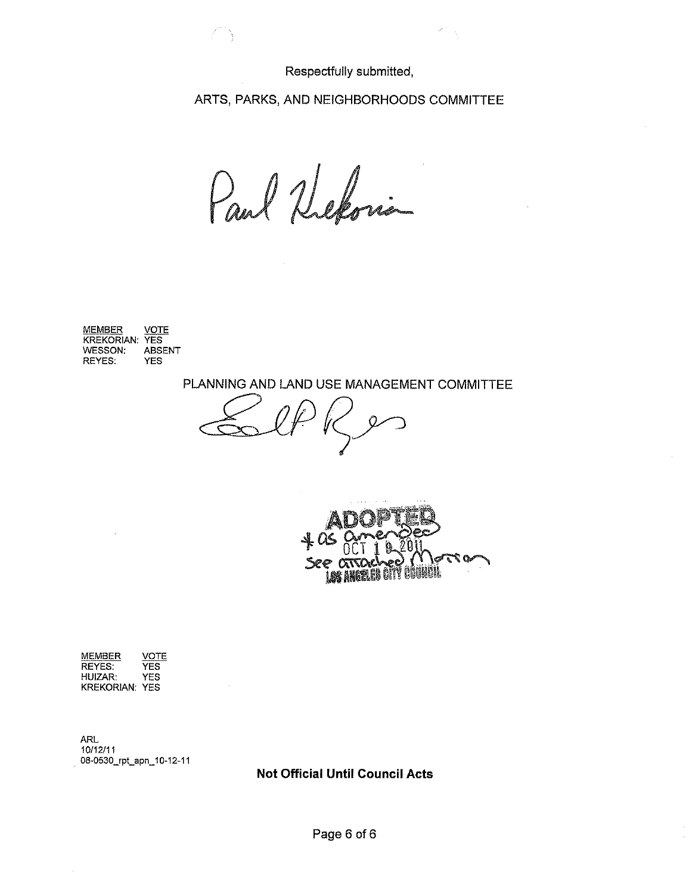Respectfully submitted,

ARTS, PARKS, AND NEIGHBORHOODS COMMITTEE

| MEMBER | VOTE |
| --- | --- |
| KREKORIAN: | YES |
| WESSON: | ABSENT |
| REYES: | YES |

PLANNING AND LAND USE MANAGEMENT COMMITTEE

ADOPTED
*as amended
OCT 19 2011
See attached Motion
LOS ANGELES CITY COUNCIL

| MEMBER | VOTE |
| --- | --- |
| REYES: | YES |
| HUIZAR: | YES |
| KREKORIAN: | YES |

ARL
10/12/11
08-0530_rpt_apn_10-12-11

**Not Official Until Council Acts**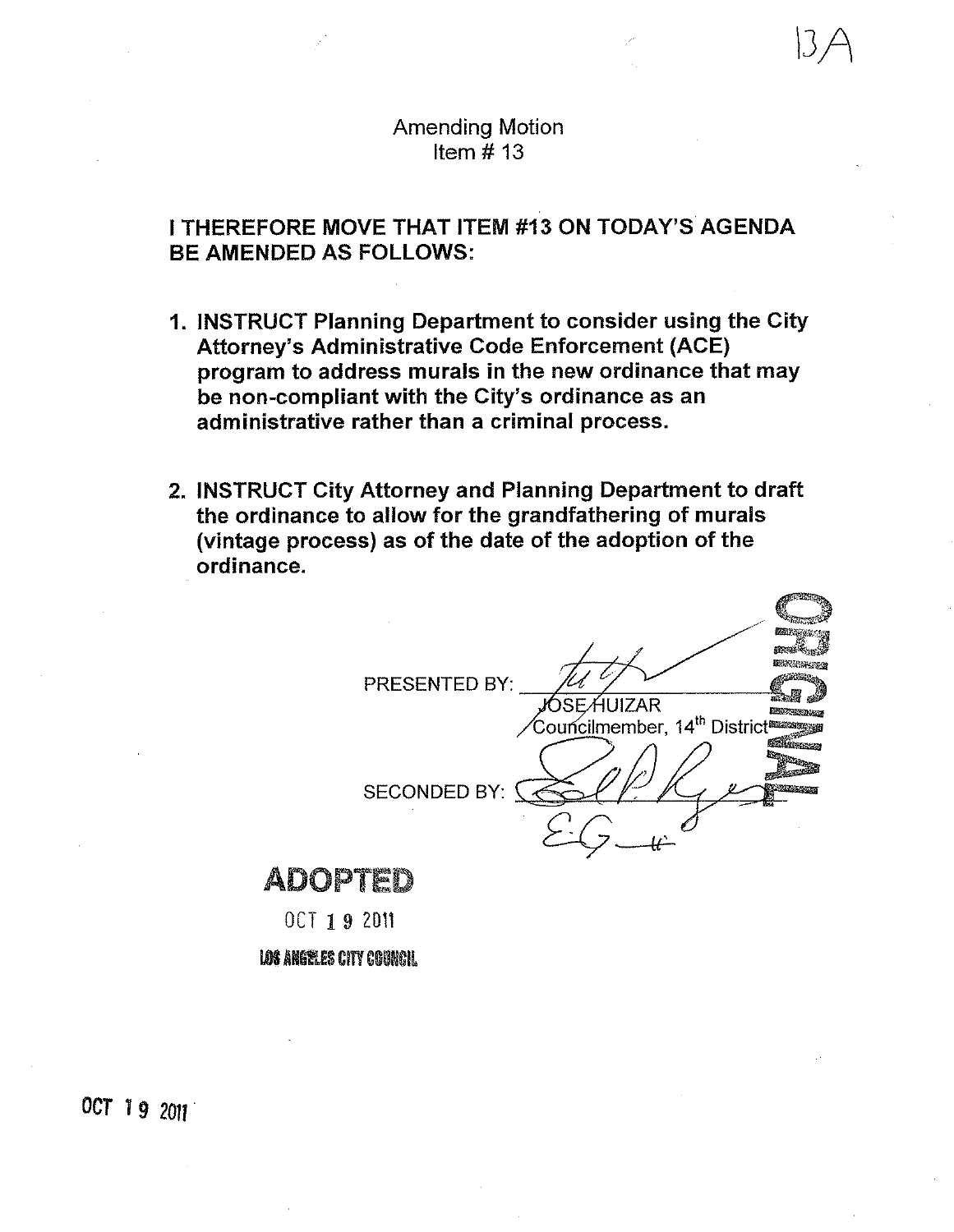13A

Amending Motion
Item # 13

**I THEREFORE MOVE THAT ITEM #13 ON TODAY'S AGENDA BE AMENDED AS FOLLOWS:**

1. **INSTRUCT Planning Department to consider using the City Attorney's Administrative Code Enforcement (ACE) program to address murals in the new ordinance that may be non-compliant with the City's ordinance as an administrative rather than a criminal process.**

2. **INSTRUCT City Attorney and Planning Department to draft the ordinance to allow for the grandfathering of murals (vintage process) as of the date of the adoption of the ordinance.**

PRESENTED BY: ______________________
JOSE HUIZAR
Councilmember, 14th District

SECONDED BY: ______________________

ORIGINAL

**ADOPTED**

OCT 19 2011

LOS ANGELES CITY COUNCIL

OCT 19 2011